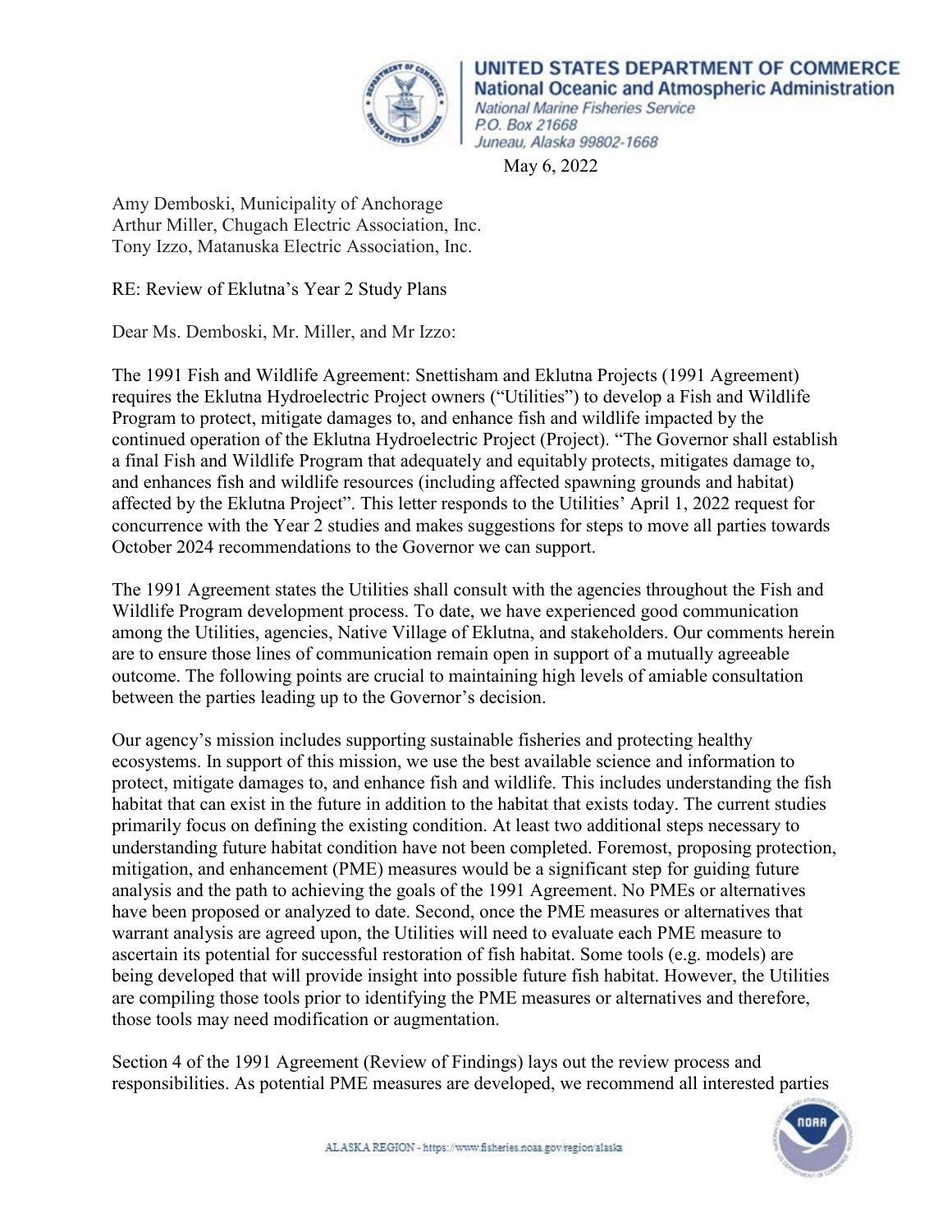**UNITED STATES DEPARTMENT OF COMMERCE**
**National Oceanic and Atmospheric Administration**
*National Marine Fisheries Service*
*P.O. Box 21668*
*Juneau, Alaska 99802-1668*

May 6, 2022

Amy Demboski, Municipality of Anchorage
Arthur Miller, Chugach Electric Association, Inc.
Tony Izzo, Matanuska Electric Association, Inc.

RE: Review of Eklutna's Year 2 Study Plans

Dear Ms. Demboski, Mr. Miller, and Mr Izzo:

The 1991 Fish and Wildlife Agreement: Snettisham and Eklutna Projects (1991 Agreement) requires the Eklutna Hydroelectric Project owners ("Utilities") to develop a Fish and Wildlife Program to protect, mitigate damages to, and enhance fish and wildlife impacted by the continued operation of the Eklutna Hydroelectric Project (Project). "The Governor shall establish a final Fish and Wildlife Program that adequately and equitably protects, mitigates damage to, and enhances fish and wildlife resources (including affected spawning grounds and habitat) affected by the Eklutna Project". This letter responds to the Utilities' April 1, 2022 request for concurrence with the Year 2 studies and makes suggestions for steps to move all parties towards October 2024 recommendations to the Governor we can support.

The 1991 Agreement states the Utilities shall consult with the agencies throughout the Fish and Wildlife Program development process. To date, we have experienced good communication among the Utilities, agencies, Native Village of Eklutna, and stakeholders. Our comments herein are to ensure those lines of communication remain open in support of a mutually agreeable outcome. The following points are crucial to maintaining high levels of amiable consultation between the parties leading up to the Governor's decision.

Our agency's mission includes supporting sustainable fisheries and protecting healthy ecosystems. In support of this mission, we use the best available science and information to protect, mitigate damages to, and enhance fish and wildlife. This includes understanding the fish habitat that can exist in the future in addition to the habitat that exists today. The current studies primarily focus on defining the existing condition. At least two additional steps necessary to understanding future habitat condition have not been completed. Foremost, proposing protection, mitigation, and enhancement (PME) measures would be a significant step for guiding future analysis and the path to achieving the goals of the 1991 Agreement. No PMEs or alternatives have been proposed or analyzed to date. Second, once the PME measures or alternatives that warrant analysis are agreed upon, the Utilities will need to evaluate each PME measure to ascertain its potential for successful restoration of fish habitat. Some tools (e.g. models) are being developed that will provide insight into possible future fish habitat. However, the Utilities are compiling those tools prior to identifying the PME measures or alternatives and therefore, those tools may need modification or augmentation.

Section 4 of the 1991 Agreement (Review of Findings) lays out the review process and responsibilities. As potential PME measures are developed, we recommend all interested parties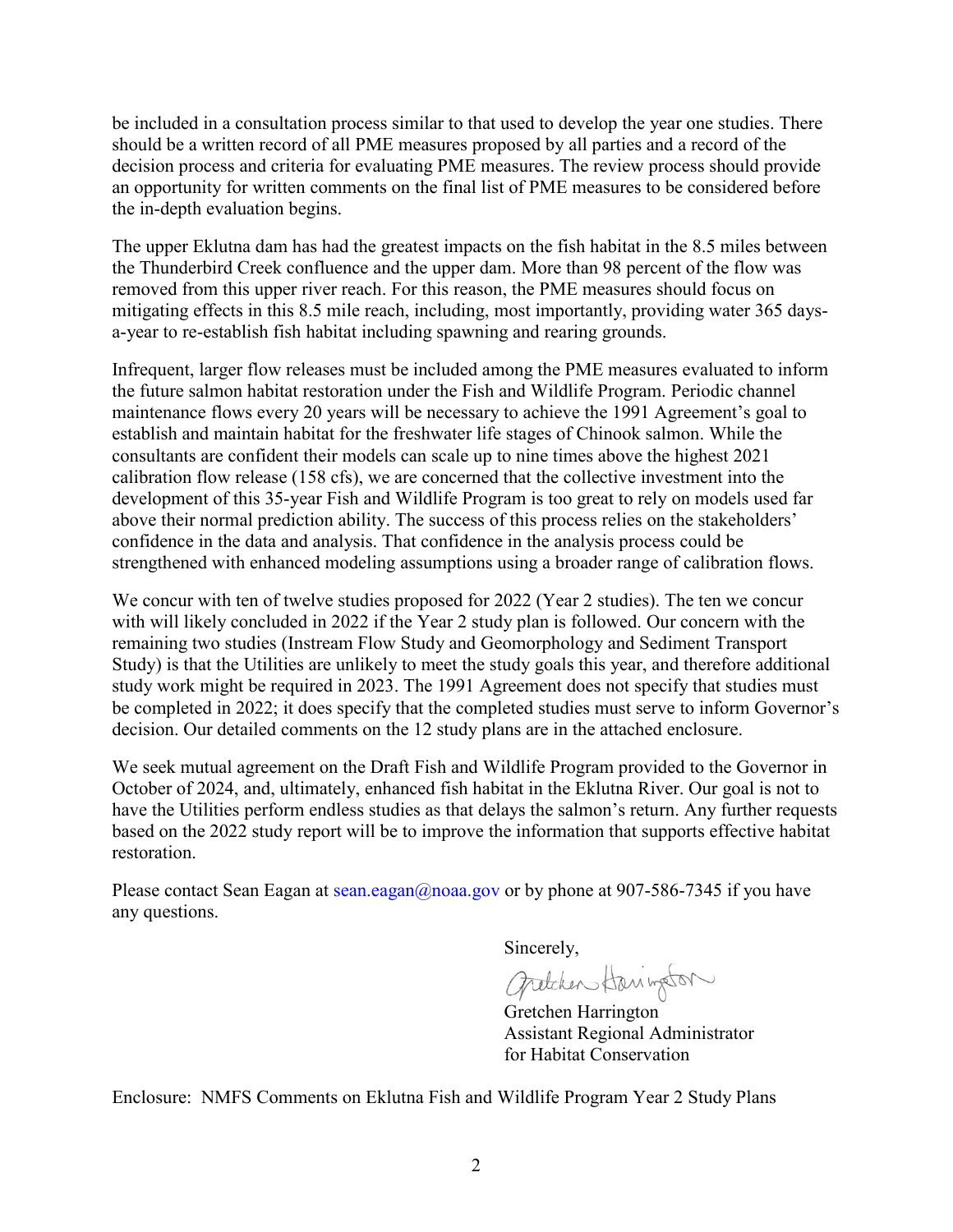be included in a consultation process similar to that used to develop the year one studies. There should be a written record of all PME measures proposed by all parties and a record of the decision process and criteria for evaluating PME measures. The review process should provide an opportunity for written comments on the final list of PME measures to be considered before the in-depth evaluation begins.

The upper Eklutna dam has had the greatest impacts on the fish habitat in the 8.5 miles between the Thunderbird Creek confluence and the upper dam. More than 98 percent of the flow was removed from this upper river reach. For this reason, the PME measures should focus on mitigating effects in this 8.5 mile reach, including, most importantly, providing water 365 days-a-year to re-establish fish habitat including spawning and rearing grounds.

Infrequent, larger flow releases must be included among the PME measures evaluated to inform the future salmon habitat restoration under the Fish and Wildlife Program. Periodic channel maintenance flows every 20 years will be necessary to achieve the 1991 Agreement's goal to establish and maintain habitat for the freshwater life stages of Chinook salmon. While the consultants are confident their models can scale up to nine times above the highest 2021 calibration flow release (158 cfs), we are concerned that the collective investment into the development of this 35-year Fish and Wildlife Program is too great to rely on models used far above their normal prediction ability. The success of this process relies on the stakeholders' confidence in the data and analysis. That confidence in the analysis process could be strengthened with enhanced modeling assumptions using a broader range of calibration flows.

We concur with ten of twelve studies proposed for 2022 (Year 2 studies). The ten we concur with will likely concluded in 2022 if the Year 2 study plan is followed. Our concern with the remaining two studies (Instream Flow Study and Geomorphology and Sediment Transport Study) is that the Utilities are unlikely to meet the study goals this year, and therefore additional study work might be required in 2023. The 1991 Agreement does not specify that studies must be completed in 2022; it does specify that the completed studies must serve to inform Governor's decision. Our detailed comments on the 12 study plans are in the attached enclosure.

We seek mutual agreement on the Draft Fish and Wildlife Program provided to the Governor in October of 2024, and, ultimately, enhanced fish habitat in the Eklutna River. Our goal is not to have the Utilities perform endless studies as that delays the salmon's return. Any further requests based on the 2022 study report will be to improve the information that supports effective habitat restoration.

Please contact Sean Eagan at sean.eagan@noaa.gov or by phone at 907-586-7345 if you have any questions.

Sincerely,

Gretchen Harrington  
Assistant Regional Administrator  
for Habitat Conservation

Enclosure: NMFS Comments on Eklutna Fish and Wildlife Program Year 2 Study Plans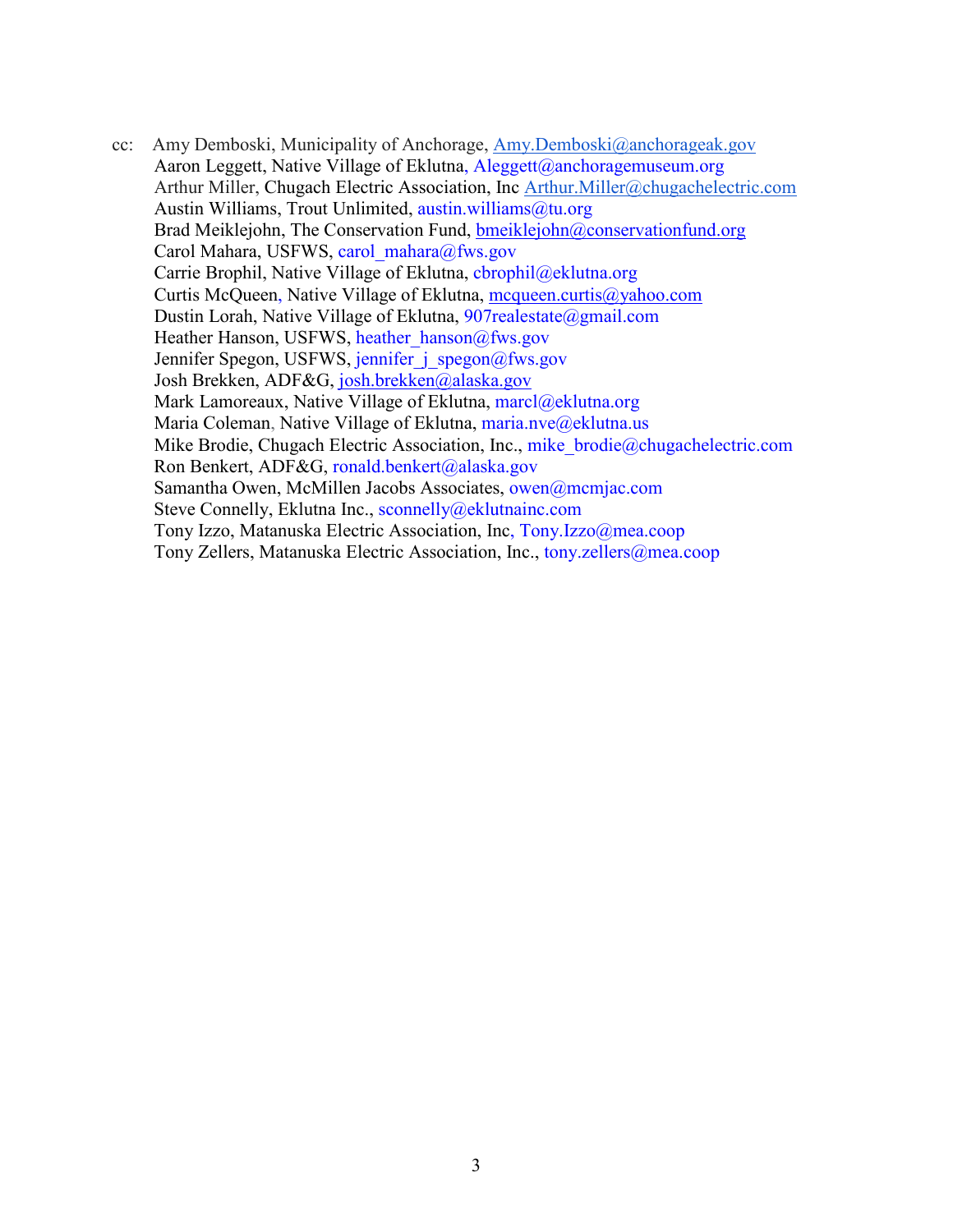cc: Amy Demboski, Municipality of Anchorage, Amy.Demboski@anchorageak.gov
Aaron Leggett, Native Village of Eklutna, Aleggett@anchoragemuseum.org
Arthur Miller, Chugach Electric Association, Inc Arthur.Miller@chugachelectric.com
Austin Williams, Trout Unlimited, austin.williams@tu.org
Brad Meiklejohn, The Conservation Fund, bmeiklejohn@conservationfund.org
Carol Mahara, USFWS, carol_mahara@fws.gov
Carrie Brophil, Native Village of Eklutna, cbrophil@eklutna.org
Curtis McQueen, Native Village of Eklutna, mcqueen.curtis@yahoo.com
Dustin Lorah, Native Village of Eklutna, 907realestate@gmail.com
Heather Hanson, USFWS, heather_hanson@fws.gov
Jennifer Spegon, USFWS, jennifer_j_spegon@fws.gov
Josh Brekken, ADF&G, josh.brekken@alaska.gov
Mark Lamoreaux, Native Village of Eklutna, marcl@eklutna.org
Maria Coleman, Native Village of Eklutna, maria.nve@eklutna.us
Mike Brodie, Chugach Electric Association, Inc., mike_brodie@chugachelectric.com
Ron Benkert, ADF&G, ronald.benkert@alaska.gov
Samantha Owen, McMillen Jacobs Associates, owen@mcmjac.com
Steve Connelly, Eklutna Inc., sconnelly@eklutnainc.com
Tony Izzo, Matanuska Electric Association, Inc, Tony.Izzo@mea.coop
Tony Zellers, Matanuska Electric Association, Inc., tony.zellers@mea.coop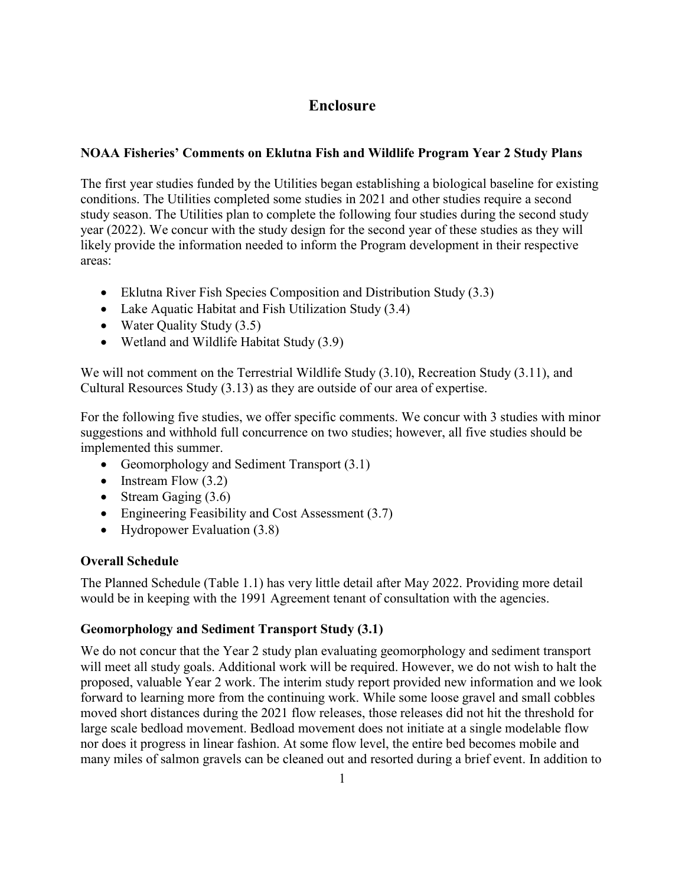# Enclosure

**NOAA Fisheries' Comments on Eklutna Fish and Wildlife Program Year 2 Study Plans**

The first year studies funded by the Utilities began establishing a biological baseline for existing conditions. The Utilities completed some studies in 2021 and other studies require a second study season. The Utilities plan to complete the following four studies during the second study year (2022). We concur with the study design for the second year of these studies as they will likely provide the information needed to inform the Program development in their respective areas:

- Eklutna River Fish Species Composition and Distribution Study (3.3)
- Lake Aquatic Habitat and Fish Utilization Study (3.4)
- Water Quality Study (3.5)
- Wetland and Wildlife Habitat Study (3.9)

We will not comment on the Terrestrial Wildlife Study (3.10), Recreation Study (3.11), and Cultural Resources Study (3.13) as they are outside of our area of expertise.

For the following five studies, we offer specific comments. We concur with 3 studies with minor suggestions and withhold full concurrence on two studies; however, all five studies should be implemented this summer.

- Geomorphology and Sediment Transport (3.1)
- Instream Flow (3.2)
- Stream Gaging (3.6)
- Engineering Feasibility and Cost Assessment (3.7)
- Hydropower Evaluation (3.8)

**Overall Schedule**

The Planned Schedule (Table 1.1) has very little detail after May 2022. Providing more detail would be in keeping with the 1991 Agreement tenant of consultation with the agencies.

**Geomorphology and Sediment Transport Study (3.1)**

We do not concur that the Year 2 study plan evaluating geomorphology and sediment transport will meet all study goals. Additional work will be required. However, we do not wish to halt the proposed, valuable Year 2 work. The interim study report provided new information and we look forward to learning more from the continuing work. While some loose gravel and small cobbles moved short distances during the 2021 flow releases, those releases did not hit the threshold for large scale bedload movement. Bedload movement does not initiate at a single modelable flow nor does it progress in linear fashion. At some flow level, the entire bed becomes mobile and many miles of salmon gravels can be cleaned out and resorted during a brief event. In addition to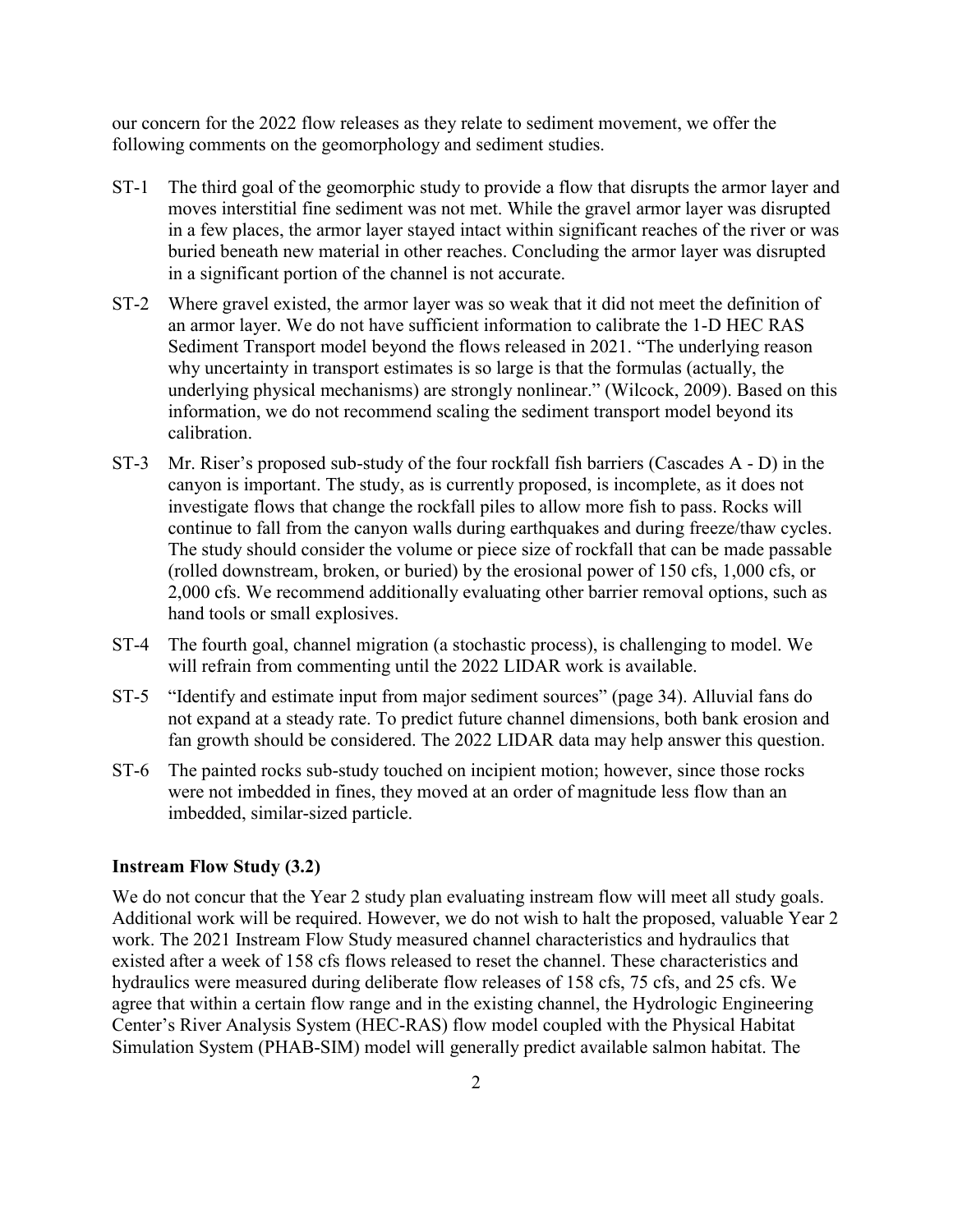our concern for the 2022 flow releases as they relate to sediment movement, we offer the following comments on the geomorphology and sediment studies.

ST-1 The third goal of the geomorphic study to provide a flow that disrupts the armor layer and moves interstitial fine sediment was not met. While the gravel armor layer was disrupted in a few places, the armor layer stayed intact within significant reaches of the river or was buried beneath new material in other reaches. Concluding the armor layer was disrupted in a significant portion of the channel is not accurate.

ST-2 Where gravel existed, the armor layer was so weak that it did not meet the definition of an armor layer. We do not have sufficient information to calibrate the 1-D HEC RAS Sediment Transport model beyond the flows released in 2021. "The underlying reason why uncertainty in transport estimates is so large is that the formulas (actually, the underlying physical mechanisms) are strongly nonlinear." (Wilcock, 2009). Based on this information, we do not recommend scaling the sediment transport model beyond its calibration.

ST-3 Mr. Riser's proposed sub-study of the four rockfall fish barriers (Cascades A - D) in the canyon is important. The study, as is currently proposed, is incomplete, as it does not investigate flows that change the rockfall piles to allow more fish to pass. Rocks will continue to fall from the canyon walls during earthquakes and during freeze/thaw cycles. The study should consider the volume or piece size of rockfall that can be made passable (rolled downstream, broken, or buried) by the erosional power of 150 cfs, 1,000 cfs, or 2,000 cfs. We recommend additionally evaluating other barrier removal options, such as hand tools or small explosives.

ST-4 The fourth goal, channel migration (a stochastic process), is challenging to model. We will refrain from commenting until the 2022 LIDAR work is available.

ST-5 "Identify and estimate input from major sediment sources" (page 34). Alluvial fans do not expand at a steady rate. To predict future channel dimensions, both bank erosion and fan growth should be considered. The 2022 LIDAR data may help answer this question.

ST-6 The painted rocks sub-study touched on incipient motion; however, since those rocks were not imbedded in fines, they moved at an order of magnitude less flow than an imbedded, similar-sized particle.

**Instream Flow Study (3.2)**

We do not concur that the Year 2 study plan evaluating instream flow will meet all study goals. Additional work will be required. However, we do not wish to halt the proposed, valuable Year 2 work. The 2021 Instream Flow Study measured channel characteristics and hydraulics that existed after a week of 158 cfs flows released to reset the channel. These characteristics and hydraulics were measured during deliberate flow releases of 158 cfs, 75 cfs, and 25 cfs. We agree that within a certain flow range and in the existing channel, the Hydrologic Engineering Center's River Analysis System (HEC-RAS) flow model coupled with the Physical Habitat Simulation System (PHAB-SIM) model will generally predict available salmon habitat. The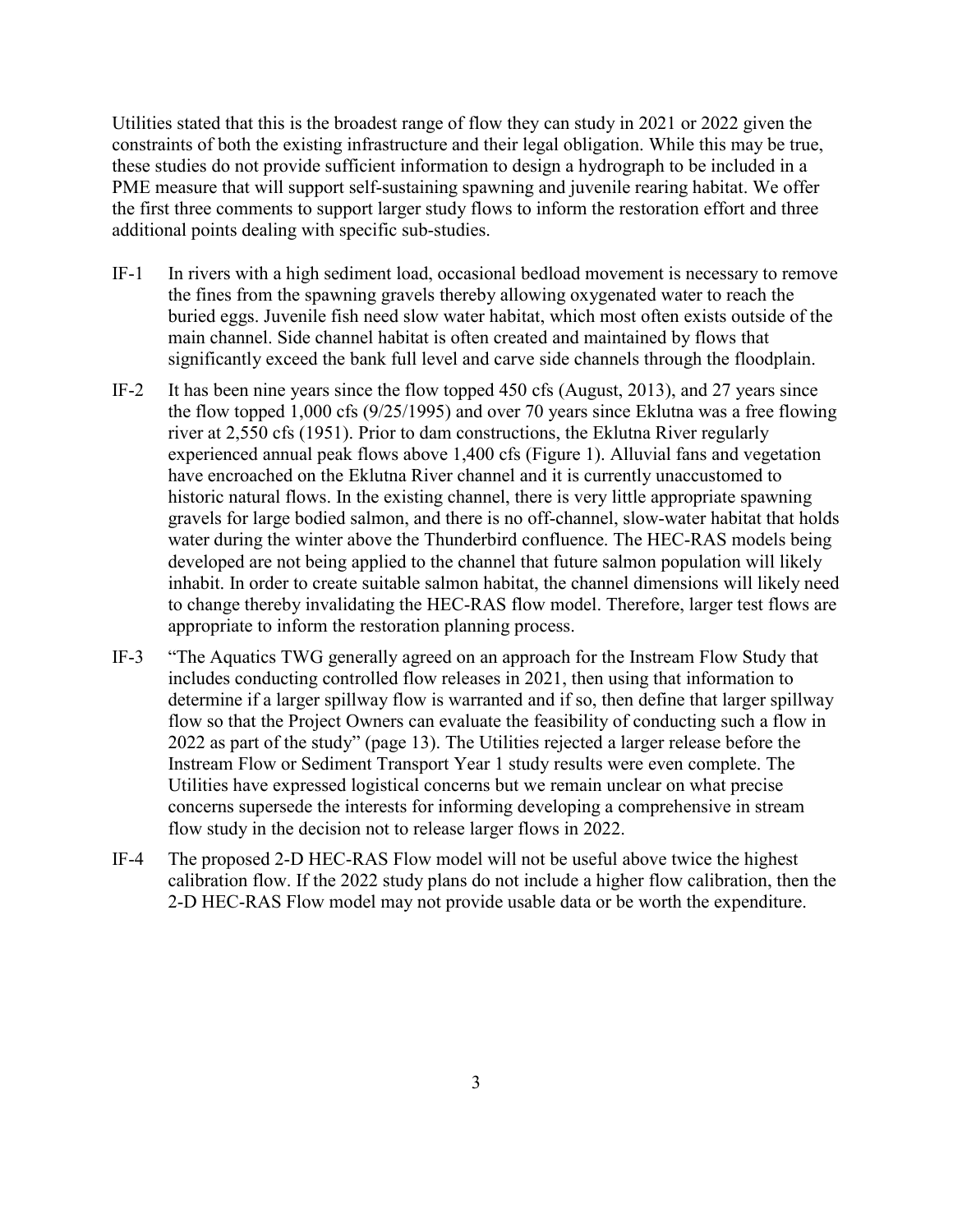Utilities stated that this is the broadest range of flow they can study in 2021 or 2022 given the constraints of both the existing infrastructure and their legal obligation. While this may be true, these studies do not provide sufficient information to design a hydrograph to be included in a PME measure that will support self-sustaining spawning and juvenile rearing habitat. We offer the first three comments to support larger study flows to inform the restoration effort and three additional points dealing with specific sub-studies.

IF-1 In rivers with a high sediment load, occasional bedload movement is necessary to remove the fines from the spawning gravels thereby allowing oxygenated water to reach the buried eggs. Juvenile fish need slow water habitat, which most often exists outside of the main channel. Side channel habitat is often created and maintained by flows that significantly exceed the bank full level and carve side channels through the floodplain.

IF-2 It has been nine years since the flow topped 450 cfs (August, 2013), and 27 years since the flow topped 1,000 cfs (9/25/1995) and over 70 years since Eklutna was a free flowing river at 2,550 cfs (1951). Prior to dam constructions, the Eklutna River regularly experienced annual peak flows above 1,400 cfs (Figure 1). Alluvial fans and vegetation have encroached on the Eklutna River channel and it is currently unaccustomed to historic natural flows. In the existing channel, there is very little appropriate spawning gravels for large bodied salmon, and there is no off-channel, slow-water habitat that holds water during the winter above the Thunderbird confluence. The HEC-RAS models being developed are not being applied to the channel that future salmon population will likely inhabit. In order to create suitable salmon habitat, the channel dimensions will likely need to change thereby invalidating the HEC-RAS flow model. Therefore, larger test flows are appropriate to inform the restoration planning process.

IF-3 "The Aquatics TWG generally agreed on an approach for the Instream Flow Study that includes conducting controlled flow releases in 2021, then using that information to determine if a larger spillway flow is warranted and if so, then define that larger spillway flow so that the Project Owners can evaluate the feasibility of conducting such a flow in 2022 as part of the study" (page 13). The Utilities rejected a larger release before the Instream Flow or Sediment Transport Year 1 study results were even complete. The Utilities have expressed logistical concerns but we remain unclear on what precise concerns supersede the interests for informing developing a comprehensive in stream flow study in the decision not to release larger flows in 2022.

IF-4 The proposed 2-D HEC-RAS Flow model will not be useful above twice the highest calibration flow. If the 2022 study plans do not include a higher flow calibration, then the 2-D HEC-RAS Flow model may not provide usable data or be worth the expenditure.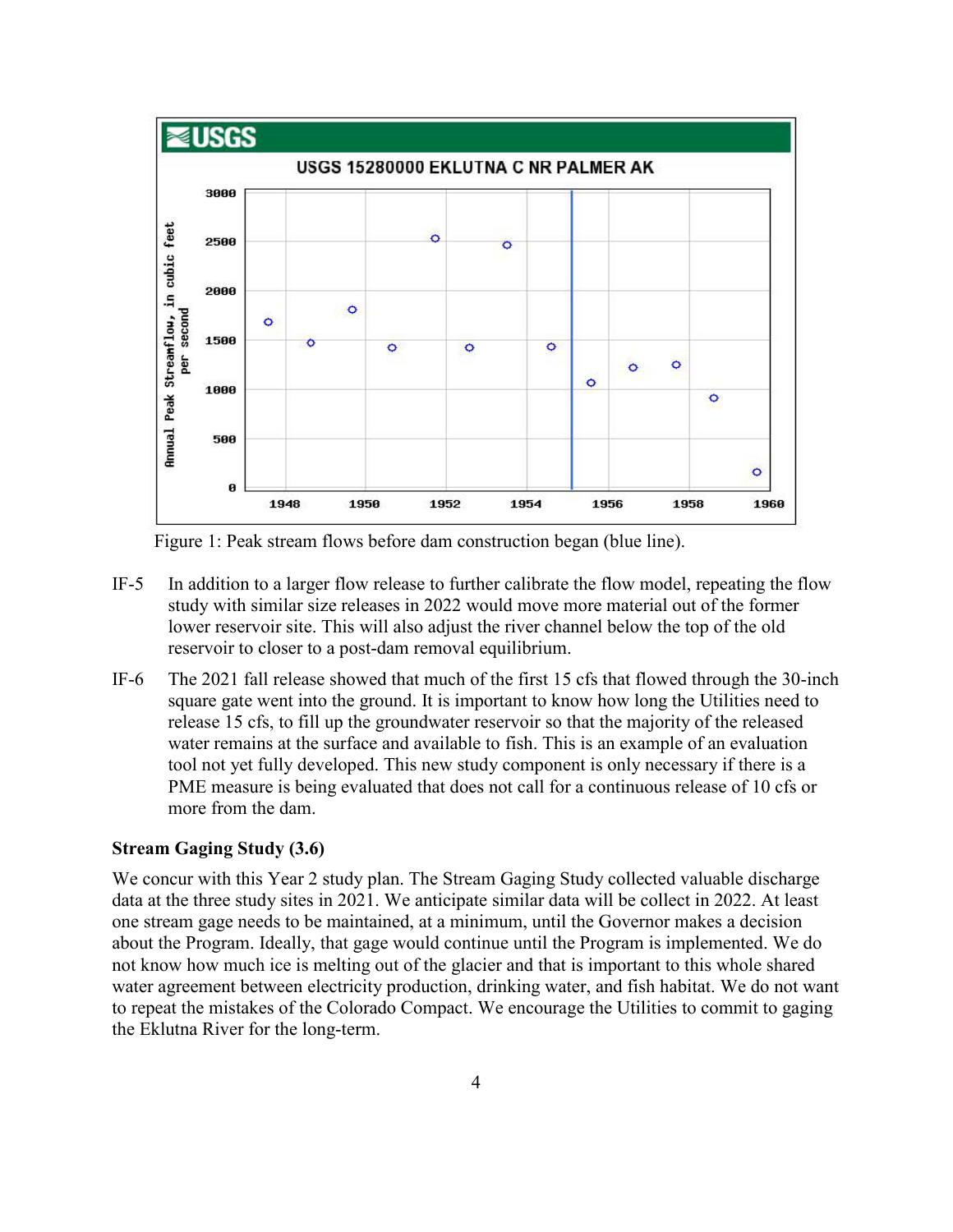Figure 1: Peak stream flows before dam construction began (blue line).

IF-5 In addition to a larger flow release to further calibrate the flow model, repeating the flow study with similar size releases in 2022 would move more material out of the former lower reservoir site. This will also adjust the river channel below the top of the old reservoir to closer to a post-dam removal equilibrium.

IF-6 The 2021 fall release showed that much of the first 15 cfs that flowed through the 30-inch square gate went into the ground. It is important to know how long the Utilities need to release 15 cfs, to fill up the groundwater reservoir so that the majority of the released water remains at the surface and available to fish. This is an example of an evaluation tool not yet fully developed. This new study component is only necessary if there is a PME measure is being evaluated that does not call for a continuous release of 10 cfs or more from the dam.

**Stream Gaging Study (3.6)**

We concur with this Year 2 study plan. The Stream Gaging Study collected valuable discharge data at the three study sites in 2021. We anticipate similar data will be collect in 2022. At least one stream gage needs to be maintained, at a minimum, until the Governor makes a decision about the Program. Ideally, that gage would continue until the Program is implemented. We do not know how much ice is melting out of the glacier and that is important to this whole shared water agreement between electricity production, drinking water, and fish habitat. We do not want to repeat the mistakes of the Colorado Compact. We encourage the Utilities to commit to gaging the Eklutna River for the long-term.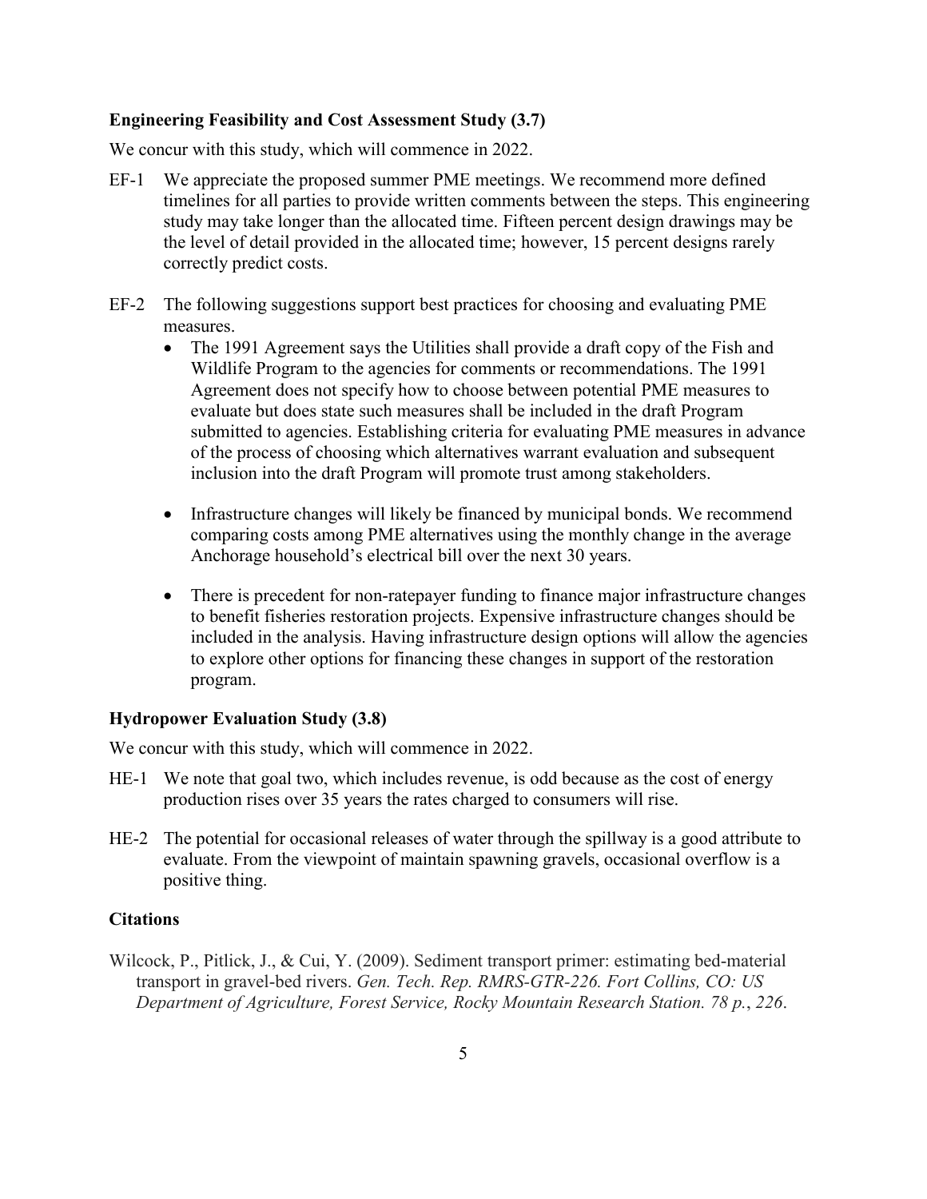**Engineering Feasibility and Cost Assessment Study (3.7)**

We concur with this study, which will commence in 2022.

EF-1 We appreciate the proposed summer PME meetings. We recommend more defined timelines for all parties to provide written comments between the steps. This engineering study may take longer than the allocated time. Fifteen percent design drawings may be the level of detail provided in the allocated time; however, 15 percent designs rarely correctly predict costs.

EF-2 The following suggestions support best practices for choosing and evaluating PME measures.

- The 1991 Agreement says the Utilities shall provide a draft copy of the Fish and Wildlife Program to the agencies for comments or recommendations. The 1991 Agreement does not specify how to choose between potential PME measures to evaluate but does state such measures shall be included in the draft Program submitted to agencies. Establishing criteria for evaluating PME measures in advance of the process of choosing which alternatives warrant evaluation and subsequent inclusion into the draft Program will promote trust among stakeholders.

- Infrastructure changes will likely be financed by municipal bonds. We recommend comparing costs among PME alternatives using the monthly change in the average Anchorage household's electrical bill over the next 30 years.

- There is precedent for non-ratepayer funding to finance major infrastructure changes to benefit fisheries restoration projects. Expensive infrastructure changes should be included in the analysis. Having infrastructure design options will allow the agencies to explore other options for financing these changes in support of the restoration program.

**Hydropower Evaluation Study (3.8)**

We concur with this study, which will commence in 2022.

HE-1 We note that goal two, which includes revenue, is odd because as the cost of energy production rises over 35 years the rates charged to consumers will rise.

HE-2 The potential for occasional releases of water through the spillway is a good attribute to evaluate. From the viewpoint of maintain spawning gravels, occasional overflow is a positive thing.

**Citations**

Wilcock, P., Pitlick, J., & Cui, Y. (2009). Sediment transport primer: estimating bed-material transport in gravel-bed rivers. *Gen. Tech. Rep. RMRS-GTR-226. Fort Collins, CO: US Department of Agriculture, Forest Service, Rocky Mountain Research Station. 78 p.*, *226*.